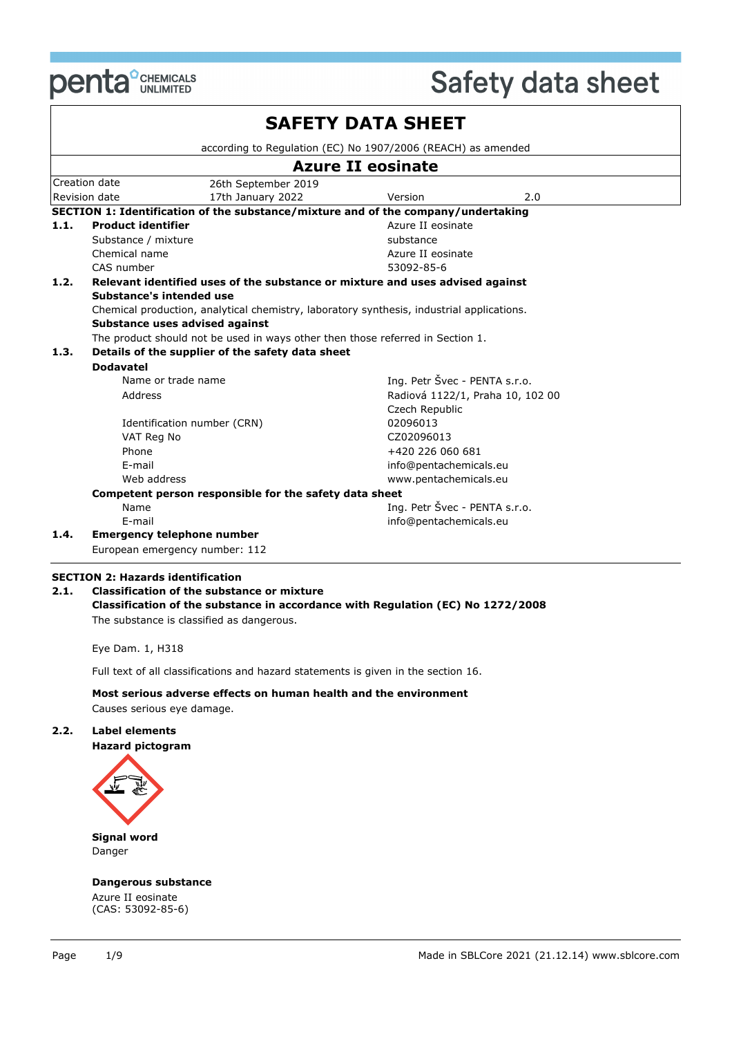# SAFETY DATA SHEET

according to Regulation (EC) No 1907/2006 (REACH) as amended

## Azure II eosinate

| Creation date | 26th September 2019 | | |
|---|---|---|---|
| Revision date | 17th January 2022 | Version | 2.0 |

### SECTION 1: Identification of the substance/mixture and of the company/undertaking

**1.1. Product identifier** — Azure II eosinate

| | |
|---|---|
| Substance / mixture | substance |
| Chemical name | Azure II eosinate |
| CAS number | 53092-85-6 |

**1.2. Relevant identified uses of the substance or mixture and uses advised against**

**Substance's intended use**

Chemical production, analytical chemistry, laboratory synthesis, industrial applications.

**Substance uses advised against**

The product should not be used in ways other then those referred in Section 1.

**1.3. Details of the supplier of the safety data sheet**

**Dodavatel**

| | |
|---|---|
| Name or trade name | Ing. Petr Švec - PENTA s.r.o. |
| Address | Radiová 1122/1, Praha 10, 102 00 Czech Republic |
| Identification number (CRN) | 02096013 |
| VAT Reg No | CZ02096013 |
| Phone | +420 226 060 681 |
| E-mail | info@pentachemicals.eu |
| Web address | www.pentachemicals.eu |

**Competent person responsible for the safety data sheet**

| | |
|---|---|
| Name | Ing. Petr Švec - PENTA s.r.o. |
| E-mail | info@pentachemicals.eu |

**1.4. Emergency telephone number**

European emergency number: 112

### SECTION 2: Hazards identification

**2.1. Classification of the substance or mixture**

**Classification of the substance in accordance with Regulation (EC) No 1272/2008**

The substance is classified as dangerous.

Eye Dam. 1, H318

Full text of all classifications and hazard statements is given in the section 16.

**Most serious adverse effects on human health and the environment**

Causes serious eye damage.

**2.2. Label elements**

**Hazard pictogram**

**Signal word**

Danger

**Dangerous substance**

Azure II eosinate
(CAS: 53092-85-6)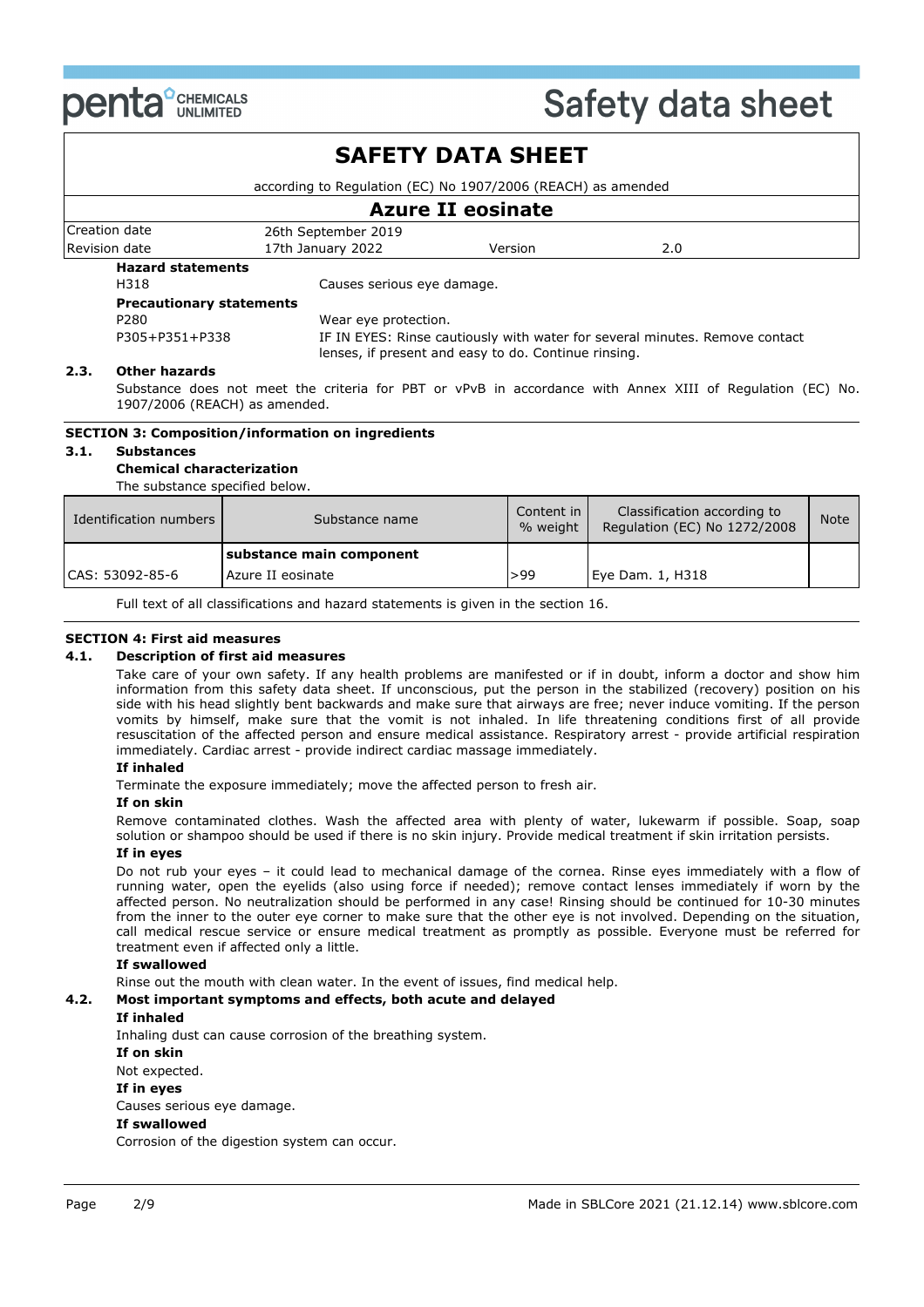# SAFETY DATA SHEET

according to Regulation (EC) No 1907/2006 (REACH) as amended

## Azure II eosinate

| Creation date | 26th September 2019 | | |
|---|---|---|---|
| Revision date | 17th January 2022 | Version | 2.0 |

**Hazard statements**

| | |
|---|---|
| H318 | Causes serious eye damage. |

**Precautionary statements**

| | |
|---|---|
| P280 | Wear eye protection. |
| P305+P351+P338 | IF IN EYES: Rinse cautiously with water for several minutes. Remove contact lenses, if present and easy to do. Continue rinsing. |

**2.3. Other hazards**

Substance does not meet the criteria for PBT or vPvB in accordance with Annex XIII of Regulation (EC) No. 1907/2006 (REACH) as amended.

### SECTION 3: Composition/information on ingredients

**3.1. Substances**

**Chemical characterization**

The substance specified below.

| Identification numbers | Substance name | Content in % weight | Classification according to Regulation (EC) No 1272/2008 | Note |
|---|---|---|---|---|
| | **substance main component** | | | |
| CAS: 53092-85-6 | Azure II eosinate | >99 | Eye Dam. 1, H318 | |

Full text of all classifications and hazard statements is given in the section 16.

### SECTION 4: First aid measures

**4.1. Description of first aid measures**

Take care of your own safety. If any health problems are manifested or if in doubt, inform a doctor and show him information from this safety data sheet. If unconscious, put the person in the stabilized (recovery) position on his side with his head slightly bent backwards and make sure that airways are free; never induce vomiting. If the person vomits by himself, make sure that the vomit is not inhaled. In life threatening conditions first of all provide resuscitation of the affected person and ensure medical assistance. Respiratory arrest - provide artificial respiration immediately. Cardiac arrest - provide indirect cardiac massage immediately.

**If inhaled**

Terminate the exposure immediately; move the affected person to fresh air.

**If on skin**

Remove contaminated clothes. Wash the affected area with plenty of water, lukewarm if possible. Soap, soap solution or shampoo should be used if there is no skin injury. Provide medical treatment if skin irritation persists.

**If in eyes**

Do not rub your eyes – it could lead to mechanical damage of the cornea. Rinse eyes immediately with a flow of running water, open the eyelids (also using force if needed); remove contact lenses immediately if worn by the affected person. No neutralization should be performed in any case! Rinsing should be continued for 10-30 minutes from the inner to the outer eye corner to make sure that the other eye is not involved. Depending on the situation, call medical rescue service or ensure medical treatment as promptly as possible. Everyone must be referred for treatment even if affected only a little.

**If swallowed**

Rinse out the mouth with clean water. In the event of issues, find medical help.

**4.2. Most important symptoms and effects, both acute and delayed**

**If inhaled**

Inhaling dust can cause corrosion of the breathing system.

**If on skin**

Not expected.

**If in eyes**

Causes serious eye damage.

**If swallowed**

Corrosion of the digestion system can occur.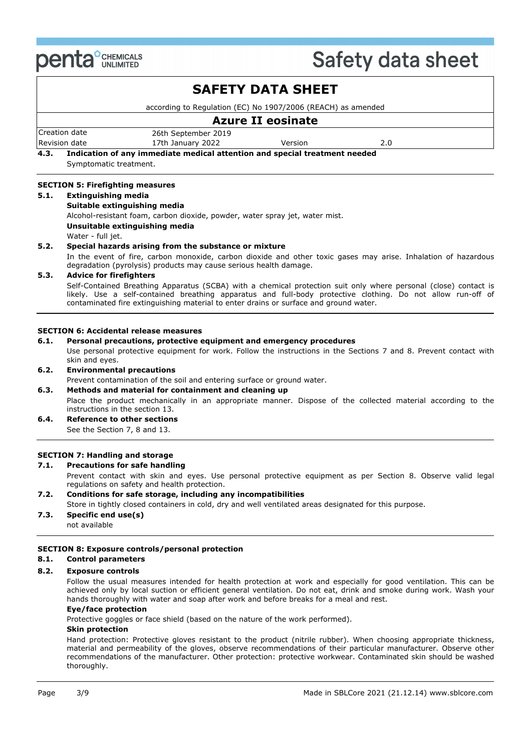**4.3. Indication of any immediate medical attention and special treatment needed**

Symptomatic treatment.

## SECTION 5: Firefighting measures

### 5.1. Extinguishing media

**Suitable extinguishing media**

Alcohol-resistant foam, carbon dioxide, powder, water spray jet, water mist.

**Unsuitable extinguishing media**

Water - full jet.

### 5.2. Special hazards arising from the substance or mixture

In the event of fire, carbon monoxide, carbon dioxide and other toxic gases may arise. Inhalation of hazardous degradation (pyrolysis) products may cause serious health damage.

### 5.3. Advice for firefighters

Self-Contained Breathing Apparatus (SCBA) with a chemical protection suit only where personal (close) contact is likely. Use a self-contained breathing apparatus and full-body protective clothing. Do not allow run-off of contaminated fire extinguishing material to enter drains or surface and ground water.

## SECTION 6: Accidental release measures

### 6.1. Personal precautions, protective equipment and emergency procedures

Use personal protective equipment for work. Follow the instructions in the Sections 7 and 8. Prevent contact with skin and eyes.

### 6.2. Environmental precautions

Prevent contamination of the soil and entering surface or ground water.

### 6.3. Methods and material for containment and cleaning up

Place the product mechanically in an appropriate manner. Dispose of the collected material according to the instructions in the section 13.

### 6.4. Reference to other sections

See the Section 7, 8 and 13.

## SECTION 7: Handling and storage

### 7.1. Precautions for safe handling

Prevent contact with skin and eyes. Use personal protective equipment as per Section 8. Observe valid legal regulations on safety and health protection.

### 7.2. Conditions for safe storage, including any incompatibilities

Store in tightly closed containers in cold, dry and well ventilated areas designated for this purpose.

### 7.3. Specific end use(s)

not available

## SECTION 8: Exposure controls/personal protection

### 8.1. Control parameters

### 8.2. Exposure controls

Follow the usual measures intended for health protection at work and especially for good ventilation. This can be achieved only by local suction or efficient general ventilation. Do not eat, drink and smoke during work. Wash your hands thoroughly with water and soap after work and before breaks for a meal and rest.

**Eye/face protection**

Protective goggles or face shield (based on the nature of the work performed).

**Skin protection**

Hand protection: Protective gloves resistant to the product (nitrile rubber). When choosing appropriate thickness, material and permeability of the gloves, observe recommendations of their particular manufacturer. Observe other recommendations of the manufacturer. Other protection: protective workwear. Contaminated skin should be washed thoroughly.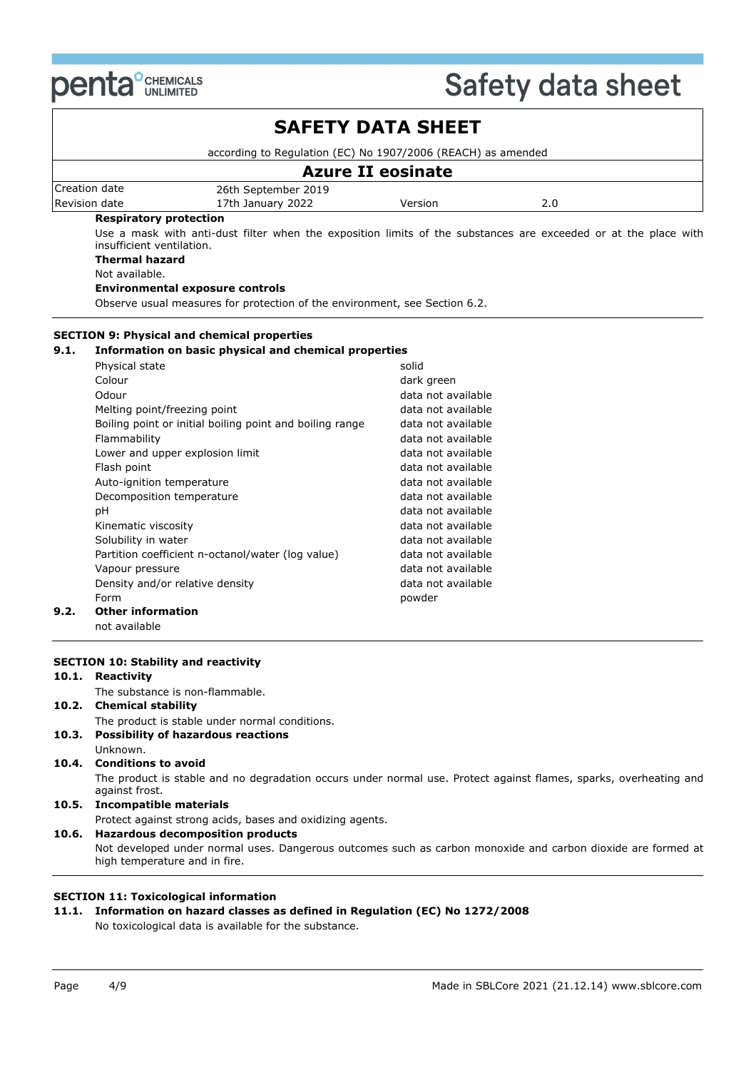**Respiratory protection**

Use a mask with anti-dust filter when the exposition limits of the substances are exceeded or at the place with insufficient ventilation.

**Thermal hazard**

Not available.

**Environmental exposure controls**

Observe usual measures for protection of the environment, see Section 6.2.

## SECTION 9: Physical and chemical properties

### 9.1. Information on basic physical and chemical properties

| Property | Value |
|---|---|
| Physical state | solid |
| Colour | dark green |
| Odour | data not available |
| Melting point/freezing point | data not available |
| Boiling point or initial boiling point and boiling range | data not available |
| Flammability | data not available |
| Lower and upper explosion limit | data not available |
| Flash point | data not available |
| Auto-ignition temperature | data not available |
| Decomposition temperature | data not available |
| pH | data not available |
| Kinematic viscosity | data not available |
| Solubility in water | data not available |
| Partition coefficient n-octanol/water (log value) | data not available |
| Vapour pressure | data not available |
| Density and/or relative density | data not available |
| Form | powder |

### 9.2. Other information

not available

## SECTION 10: Stability and reactivity

### 10.1. Reactivity

The substance is non-flammable.

### 10.2. Chemical stability

The product is stable under normal conditions.

### 10.3. Possibility of hazardous reactions

Unknown.

### 10.4. Conditions to avoid

The product is stable and no degradation occurs under normal use. Protect against flames, sparks, overheating and against frost.

### 10.5. Incompatible materials

Protect against strong acids, bases and oxidizing agents.

### 10.6. Hazardous decomposition products

Not developed under normal uses. Dangerous outcomes such as carbon monoxide and carbon dioxide are formed at high temperature and in fire.

## SECTION 11: Toxicological information

### 11.1. Information on hazard classes as defined in Regulation (EC) No 1272/2008

No toxicological data is available for the substance.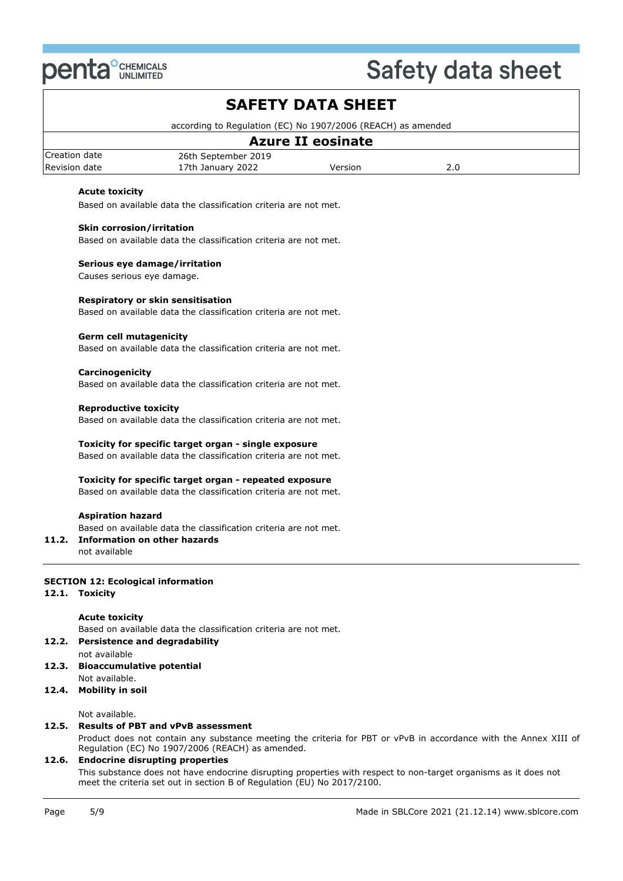**Acute toxicity**

Based on available data the classification criteria are not met.

**Skin corrosion/irritation**

Based on available data the classification criteria are not met.

**Serious eye damage/irritation**

Causes serious eye damage.

**Respiratory or skin sensitisation**

Based on available data the classification criteria are not met.

**Germ cell mutagenicity**

Based on available data the classification criteria are not met.

**Carcinogenicity**

Based on available data the classification criteria are not met.

**Reproductive toxicity**

Based on available data the classification criteria are not met.

**Toxicity for specific target organ - single exposure**

Based on available data the classification criteria are not met.

**Toxicity for specific target organ - repeated exposure**

Based on available data the classification criteria are not met.

**Aspiration hazard**

Based on available data the classification criteria are not met.

**11.2. Information on other hazards**

not available

## SECTION 12: Ecological information

**12.1. Toxicity**

**Acute toxicity**

Based on available data the classification criteria are not met.

**12.2. Persistence and degradability**

not available

**12.3. Bioaccumulative potential**

Not available.

**12.4. Mobility in soil**

Not available.

**12.5. Results of PBT and vPvB assessment**

Product does not contain any substance meeting the criteria for PBT or vPvB in accordance with the Annex XIII of Regulation (EC) No 1907/2006 (REACH) as amended.

**12.6. Endocrine disrupting properties**

This substance does not have endocrine disrupting properties with respect to non-target organisms as it does not meet the criteria set out in section B of Regulation (EU) No 2017/2100.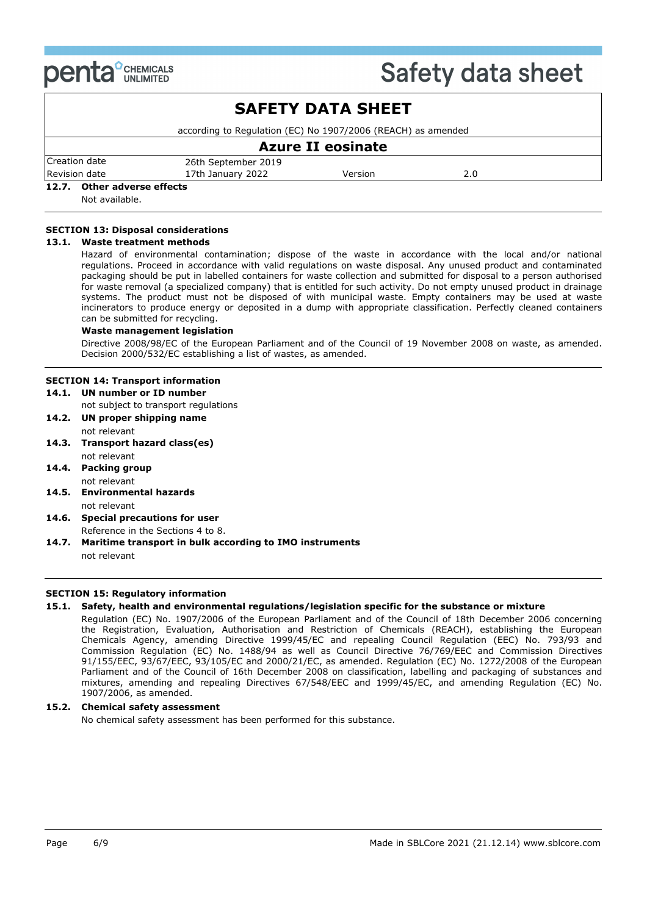### 12.7. Other adverse effects

Not available.

## SECTION 13: Disposal considerations

### 13.1. Waste treatment methods

Hazard of environmental contamination; dispose of the waste in accordance with the local and/or national regulations. Proceed in accordance with valid regulations on waste disposal. Any unused product and contaminated packaging should be put in labelled containers for waste collection and submitted for disposal to a person authorised for waste removal (a specialized company) that is entitled for such activity. Do not empty unused product in drainage systems. The product must not be disposed of with municipal waste. Empty containers may be used at waste incinerators to produce energy or deposited in a dump with appropriate classification. Perfectly cleaned containers can be submitted for recycling.

**Waste management legislation**

Directive 2008/98/EC of the European Parliament and of the Council of 19 November 2008 on waste, as amended. Decision 2000/532/EC establishing a list of wastes, as amended.

## SECTION 14: Transport information

### 14.1. UN number or ID number

not subject to transport regulations

### 14.2. UN proper shipping name

not relevant

### 14.3. Transport hazard class(es)

not relevant

### 14.4. Packing group

not relevant

### 14.5. Environmental hazards

not relevant

### 14.6. Special precautions for user

Reference in the Sections 4 to 8.

### 14.7. Maritime transport in bulk according to IMO instruments

not relevant

## SECTION 15: Regulatory information

### 15.1. Safety, health and environmental regulations/legislation specific for the substance or mixture

Regulation (EC) No. 1907/2006 of the European Parliament and of the Council of 18th December 2006 concerning the Registration, Evaluation, Authorisation and Restriction of Chemicals (REACH), establishing the European Chemicals Agency, amending Directive 1999/45/EC and repealing Council Regulation (EEC) No. 793/93 and Commission Regulation (EC) No. 1488/94 as well as Council Directive 76/769/EEC and Commission Directives 91/155/EEC, 93/67/EEC, 93/105/EC and 2000/21/EC, as amended. Regulation (EC) No. 1272/2008 of the European Parliament and of the Council of 16th December 2008 on classification, labelling and packaging of substances and mixtures, amending and repealing Directives 67/548/EEC and 1999/45/EC, and amending Regulation (EC) No. 1907/2006, as amended.

### 15.2. Chemical safety assessment

No chemical safety assessment has been performed for this substance.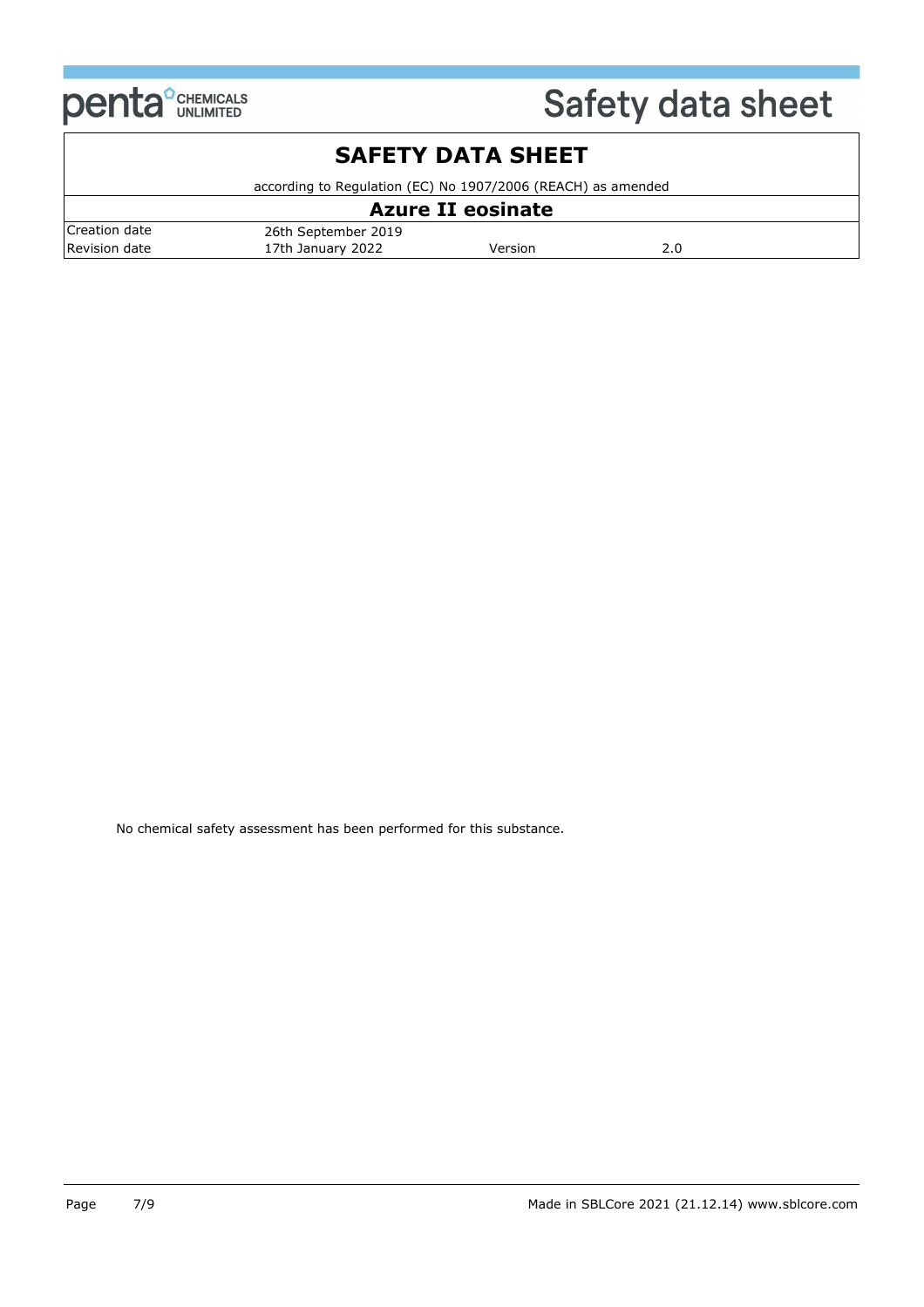No chemical safety assessment has been performed for this substance.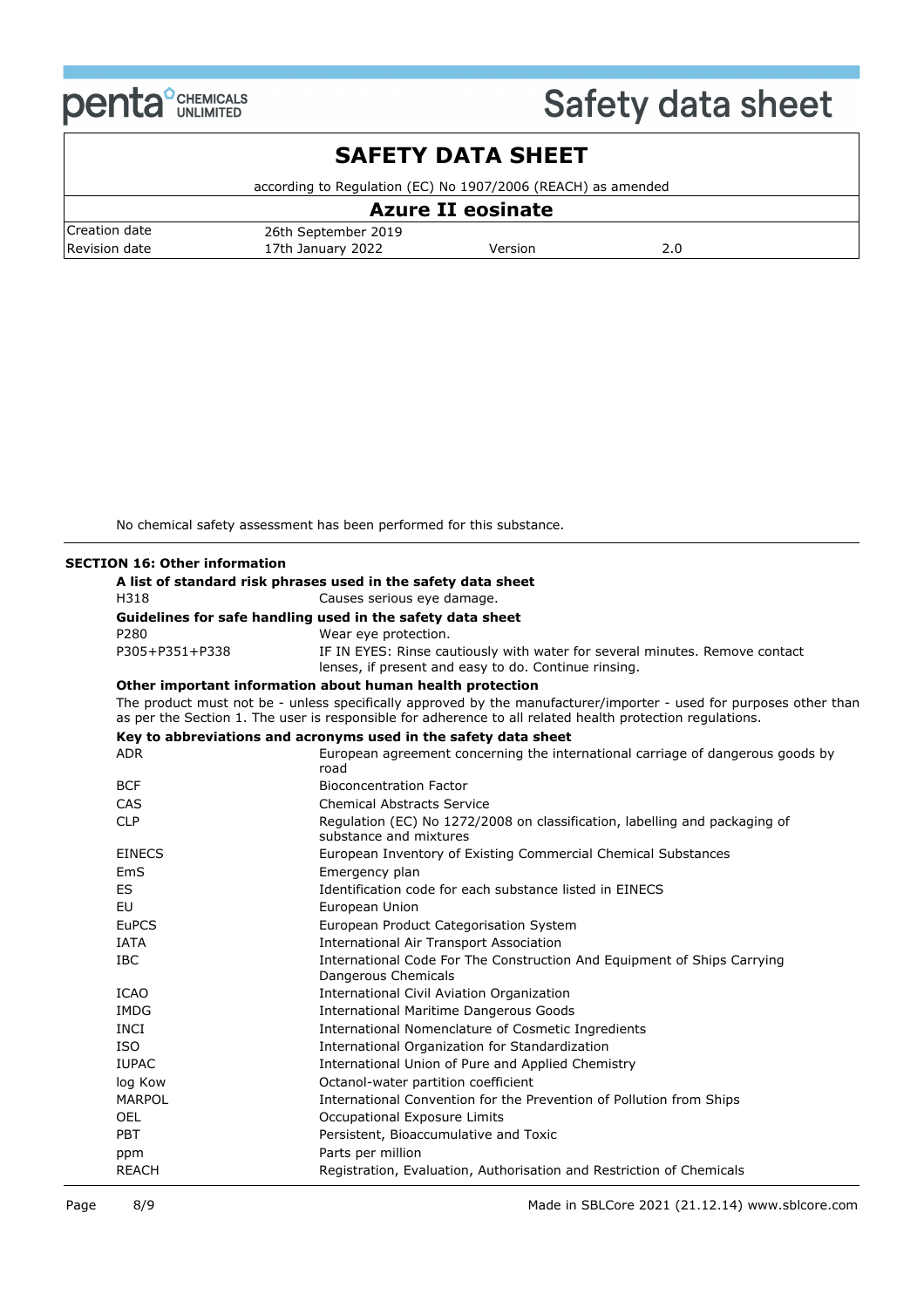No chemical safety assessment has been performed for this substance.

## SECTION 16: Other information

**A list of standard risk phrases used in the safety data sheet**

| | |
|---|---|
| H318 | Causes serious eye damage. |

**Guidelines for safe handling used in the safety data sheet**

| | |
|---|---|
| P280 | Wear eye protection. |
| P305+P351+P338 | IF IN EYES: Rinse cautiously with water for several minutes. Remove contact lenses, if present and easy to do. Continue rinsing. |

**Other important information about human health protection**

The product must not be - unless specifically approved by the manufacturer/importer - used for purposes other than as per the Section 1. The user is responsible for adherence to all related health protection regulations.

**Key to abbreviations and acronyms used in the safety data sheet**

| | |
|---|---|
| ADR | European agreement concerning the international carriage of dangerous goods by road |
| BCF | Bioconcentration Factor |
| CAS | Chemical Abstracts Service |
| CLP | Regulation (EC) No 1272/2008 on classification, labelling and packaging of substance and mixtures |
| EINECS | European Inventory of Existing Commercial Chemical Substances |
| EmS | Emergency plan |
| ES | Identification code for each substance listed in EINECS |
| EU | European Union |
| EuPCS | European Product Categorisation System |
| IATA | International Air Transport Association |
| IBC | International Code For The Construction And Equipment of Ships Carrying Dangerous Chemicals |
| ICAO | International Civil Aviation Organization |
| IMDG | International Maritime Dangerous Goods |
| INCI | International Nomenclature of Cosmetic Ingredients |
| ISO | International Organization for Standardization |
| IUPAC | International Union of Pure and Applied Chemistry |
| log Kow | Octanol-water partition coefficient |
| MARPOL | International Convention for the Prevention of Pollution from Ships |
| OEL | Occupational Exposure Limits |
| PBT | Persistent, Bioaccumulative and Toxic |
| ppm | Parts per million |
| REACH | Registration, Evaluation, Authorisation and Restriction of Chemicals |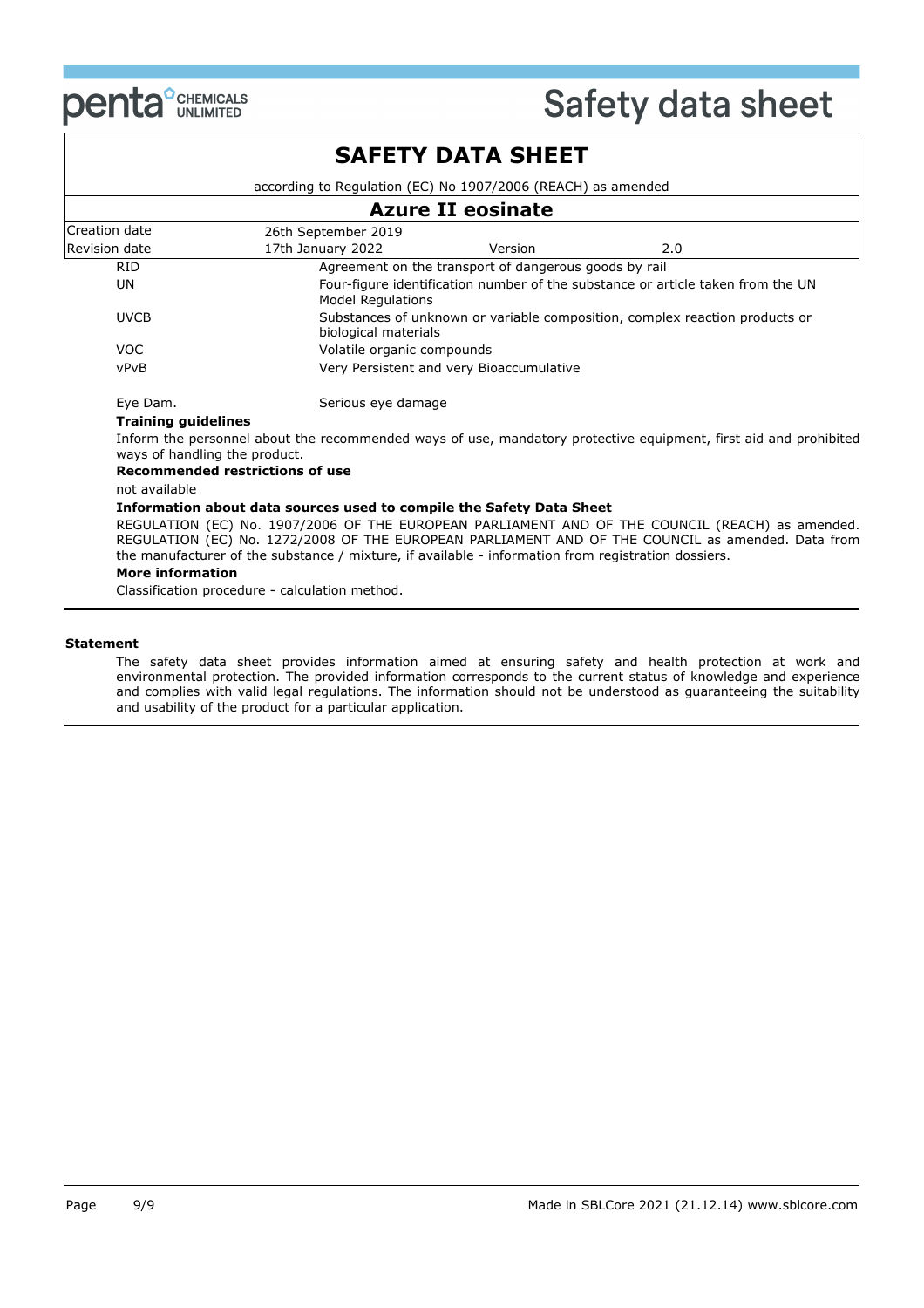# SAFETY DATA SHEET

according to Regulation (EC) No 1907/2006 (REACH) as amended

## Azure II eosinate

| | | | |
|---|---|---|---|
| Creation date | 26th September 2019 | | |
| Revision date | 17th January 2022 | Version | 2.0 |

| | |
|---|---|
| RID | Agreement on the transport of dangerous goods by rail |
| UN | Four-figure identification number of the substance or article taken from the UN Model Regulations |
| UVCB | Substances of unknown or variable composition, complex reaction products or biological materials |
| VOC | Volatile organic compounds |
| vPvB | Very Persistent and very Bioaccumulative |
| Eye Dam. | Serious eye damage |

**Training guidelines**

Inform the personnel about the recommended ways of use, mandatory protective equipment, first aid and prohibited ways of handling the product.

**Recommended restrictions of use**

not available

**Information about data sources used to compile the Safety Data Sheet**

REGULATION (EC) No. 1907/2006 OF THE EUROPEAN PARLIAMENT AND OF THE COUNCIL (REACH) as amended. REGULATION (EC) No. 1272/2008 OF THE EUROPEAN PARLIAMENT AND OF THE COUNCIL as amended. Data from the manufacturer of the substance / mixture, if available - information from registration dossiers.

**More information**

Classification procedure - calculation method.

**Statement**

The safety data sheet provides information aimed at ensuring safety and health protection at work and environmental protection. The provided information corresponds to the current status of knowledge and experience and complies with valid legal regulations. The information should not be understood as guaranteeing the suitability and usability of the product for a particular application.